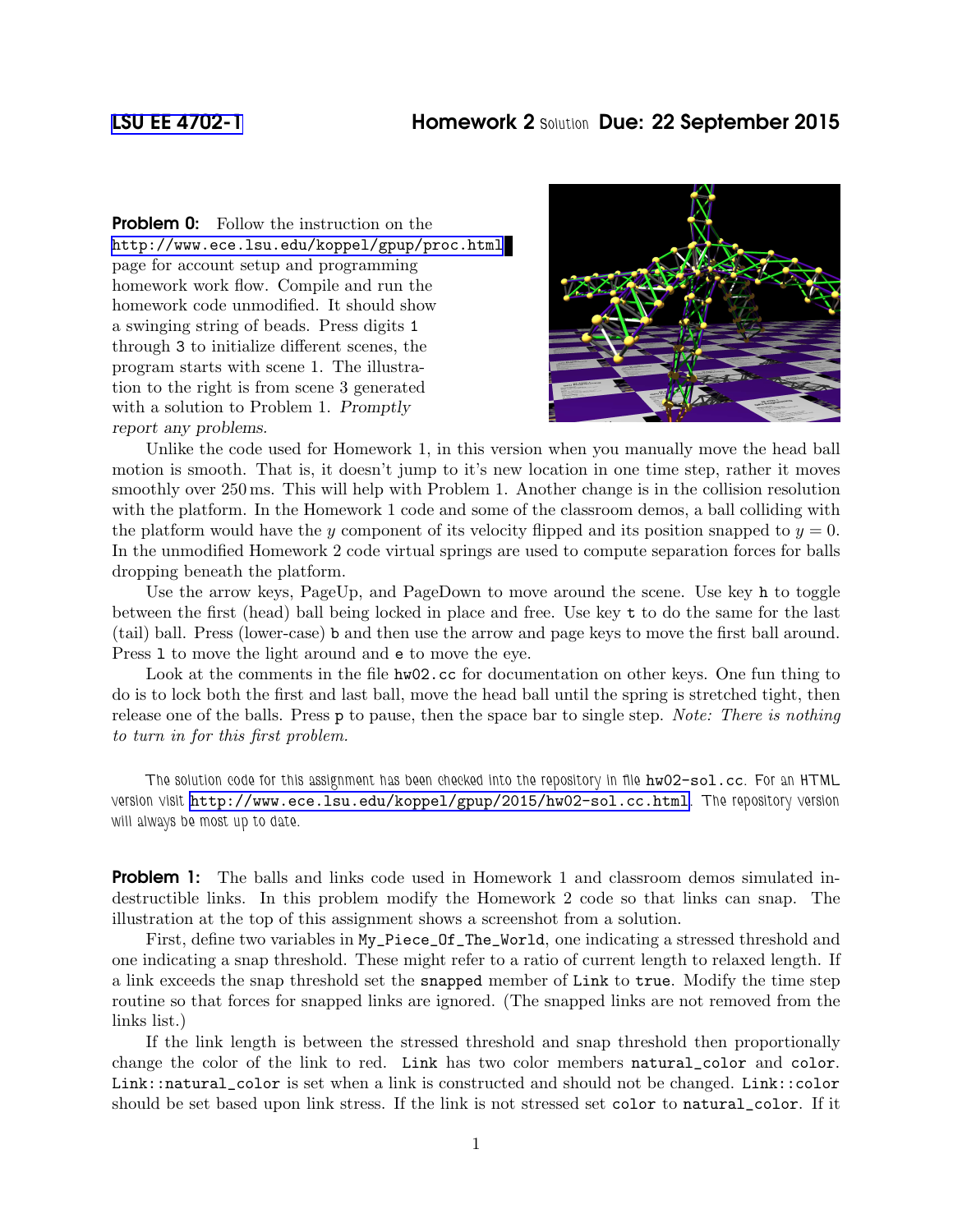LSU EE 4702-1 **Homework 2** Solution **Due: 22 September 2015**

**Problem 0:** Follow the instruction on the http://www.ece.lsu.edu/koppel/gpup/proc.html page for account setup and programming homework work flow. Compile and run the homework code unmodified. It should show a swinging string of beads. Press digits 1 through 3 to initialize different scenes, the program starts with scene 1. The illustration to the right is from scene 3 generated with a solution to Problem 1. *Promptly report any problems.*

Unlike the code used for Homework 1, in this version when you manually move the head ball motion is smooth. That is, it doesn't jump to it's new location in one time step, rather it moves smoothly over 250 ms. This will help with Problem 1. Another change is in the collision resolution with the platform. In the Homework 1 code and some of the classroom demos, a ball colliding with the platform would have the $y$ component of its velocity flipped and its position snapped to $y = 0$. In the unmodified Homework 2 code virtual springs are used to compute separation forces for balls dropping beneath the platform.

Use the arrow keys, PageUp, and PageDown to move around the scene. Use key `h` to toggle between the first (head) ball being locked in place and free. Use key `t` to do the same for the last (tail) ball. Press (lower-case) `b` and then use the arrow and page keys to move the first ball around. Press `l` to move the light around and `e` to move the eye.

Look at the comments in the file `hw02.cc` for documentation on other keys. One fun thing to do is to lock both the first and last ball, move the head ball until the spring is stretched tight, then release one of the balls. Press `p` to pause, then the space bar to single step. *Note: There is nothing to turn in for this first problem.*

The solution code for this assignment has been checked into the repository in file `hw02-sol.cc`. For an HTML version visit http://www.ece.lsu.edu/koppel/gpup/2015/hw02-sol.cc.html. The repository version will always be most up to date.

**Problem 1:** The balls and links code used in Homework 1 and classroom demos simulated indestructible links. In this problem modify the Homework 2 code so that links can snap. The illustration at the top of this assignment shows a screenshot from a solution.

First, define two variables in `My_Piece_Of_The_World`, one indicating a stressed threshold and one indicating a snap threshold. These might refer to a ratio of current length to relaxed length. If a link exceeds the snap threshold set the `snapped` member of `Link` to `true`. Modify the time step routine so that forces for snapped links are ignored. (The snapped links are not removed from the links list.)

If the link length is between the stressed threshold and snap threshold then proportionally change the color of the link to red. `Link` has two color members `natural_color` and `color`. `Link::natural_color` is set when a link is constructed and should not be changed. `Link::color` should be set based upon link stress. If the link is not stressed set `color` to `natural_color`. If it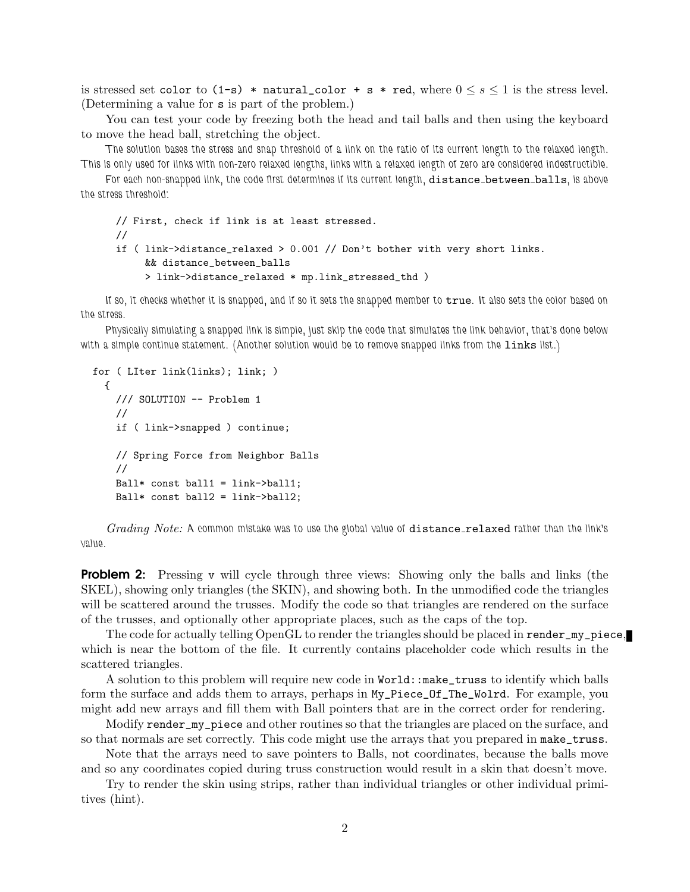is stressed set `color` to `(1-s) * natural_color + s * red`, where $0 \leq s \leq 1$ is the stress level. (Determining a value for `s` is part of the problem.)

You can test your code by freezing both the head and tail balls and then using the keyboard to move the head ball, stretching the object.

The solution bases the stress and snap threshold of a link on the ratio of its current length to the relaxed length. This is only used for links with non-zero relaxed lengths, links with a relaxed length of zero are considered indestructible.

For each non-snapped link, the code first determines if its current length, `distance_between_balls`, is above the stress threshold:

```
// First, check if link is at least stressed.
//
if ( link->distance_relaxed > 0.001 // Don't bother with very short links.
     && distance_between_balls
     > link->distance_relaxed * mp.link_stressed_thd )
```

If so, it checks whether it is snapped, and if so it sets the snapped member to `true`. It also sets the color based on the stress.

Physically simulating a snapped link is simple, just skip the code that simulates the link behavior, that's done below with a simple continue statement. (Another solution would be to remove snapped links from the `links` list.)

```
for ( LIter link(links); link; )
  {
    /// SOLUTION -- Problem 1
    //
    if ( link->snapped ) continue;

    // Spring Force from Neighbor Balls
    //
    Ball* const ball1 = link->ball1;
    Ball* const ball2 = link->ball2;
```

*Grading Note:* A common mistake was to use the global value of `distance_relaxed` rather than the link's value.

**Problem 2:** Pressing `v` will cycle through three views: Showing only the balls and links (the SKEL), showing only triangles (the SKIN), and showing both. In the unmodified code the triangles will be scattered around the trusses. Modify the code so that triangles are rendered on the surface of the trusses, and optionally other appropriate places, such as the caps of the top.

The code for actually telling OpenGL to render the triangles should be placed in `render_my_piece`, which is near the bottom of the file. It currently contains placeholder code which results in the scattered triangles.

A solution to this problem will require new code in `World::make_truss` to identify which balls form the surface and adds them to arrays, perhaps in `My_Piece_Of_The_Wolrd`. For example, you might add new arrays and fill them with Ball pointers that are in the correct order for rendering.

Modify `render_my_piece` and other routines so that the triangles are placed on the surface, and so that normals are set correctly. This code might use the arrays that you prepared in `make_truss`.

Note that the arrays need to save pointers to Balls, not coordinates, because the balls move and so any coordinates copied during truss construction would result in a skin that doesn't move.

Try to render the skin using strips, rather than individual triangles or other individual primitives (hint).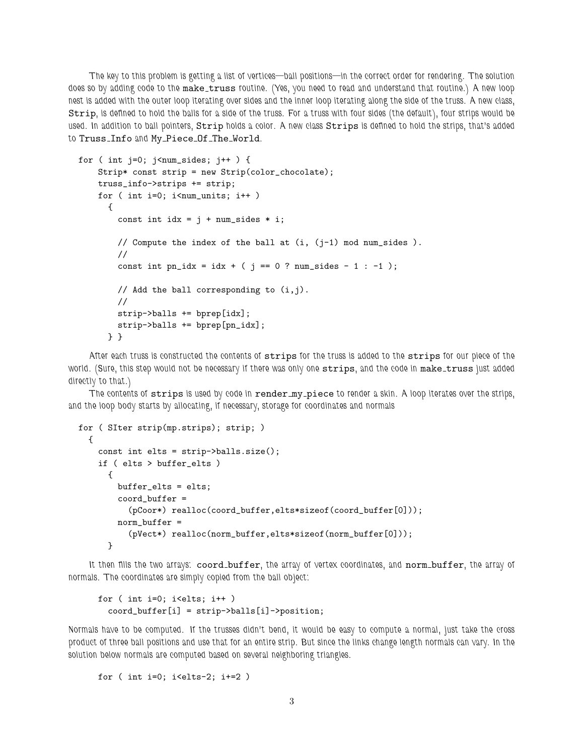The key to this problem is getting a list of vertices—ball positions—in the correct order for rendering. The solution does so by adding code to the `make_truss` routine. (Yes, you need to read and understand that routine.) A new loop nest is added with the outer loop iterating over sides and the inner loop iterating along the side of the truss. A new class, `Strip`, is defined to hold the balls for a side of the truss. For a truss with four sides (the default), four strips would be used. In addition to ball pointers, `Strip` holds a color. A new class `Strips` is defined to hold the strips, that's added to `Truss_Info` and `My_Piece_Of_The_World`.

```
for ( int j=0; j<num_sides; j++ ) {
    Strip* const strip = new Strip(color_chocolate);
    truss_info->strips += strip;
    for ( int i=0; i<num_units; i++ )
      {
        const int idx = j + num_sides * i;

        // Compute the index of the ball at (i, (j-1) mod num_sides ).
        //
        const int pn_idx = idx + ( j == 0 ? num_sides - 1 : -1 );

        // Add the ball corresponding to (i,j).
        //
        strip->balls += bprep[idx];
        strip->balls += bprep[pn_idx];
      } }
```

After each truss is constructed the contents of `strips` for the truss is added to the `strips` for our piece of the world. (Sure, this step would not be necessary if there was only one `strips`, and the code in `make_truss` just added directly to that.)

The contents of `strips` is used by code in `render_my_piece` to render a skin. A loop iterates over the strips, and the loop body starts by allocating, if necessary, storage for coordinates and normals

```
for ( SIter strip(mp.strips); strip; )
  {
    const int elts = strip->balls.size();
    if ( elts > buffer_elts )
      {
        buffer_elts = elts;
        coord_buffer =
          (pCoor*) realloc(coord_buffer,elts*sizeof(coord_buffer[0]));
        norm_buffer =
          (pVect*) realloc(norm_buffer,elts*sizeof(norm_buffer[0]));
      }
```

It then fills the two arrays: `coord_buffer`, the array of vertex coordinates, and `norm_buffer`, the array of normals. The coordinates are simply copied from the ball object:

```
    for ( int i=0; i<elts; i++ )
      coord_buffer[i] = strip->balls[i]->position;
```

Normals have to be computed. If the trusses didn't bend, it would be easy to compute a normal, just take the cross product of three ball positions and use that for an entire strip. But since the links change length normals can vary. In the solution below normals are computed based on several neighboring triangles.

```
    for ( int i=0; i<elts-2; i+=2 )
```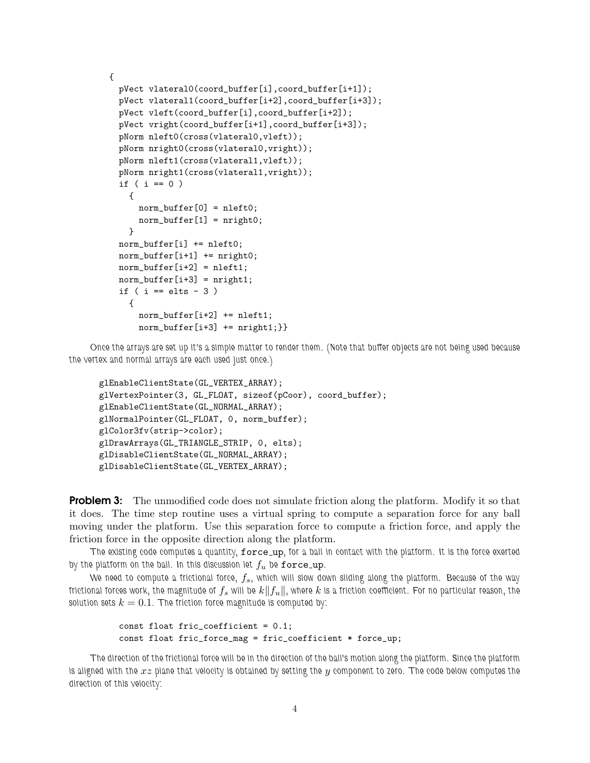```
{
  pVect vlateral0(coord_buffer[i],coord_buffer[i+1]);
  pVect vlateral1(coord_buffer[i+2],coord_buffer[i+3]);
  pVect vleft(coord_buffer[i],coord_buffer[i+2]);
  pVect vright(coord_buffer[i+1],coord_buffer[i+3]);
  pNorm nleft0(cross(vlateral0,vleft));
  pNorm nright0(cross(vlateral0,vright));
  pNorm nleft1(cross(vlateral1,vleft));
  pNorm nright1(cross(vlateral1,vright));
  if ( i == 0 )
    {
      norm_buffer[0] = nleft0;
      norm_buffer[1] = nright0;
    }
  norm_buffer[i] += nleft0;
  norm_buffer[i+1] += nright0;
  norm_buffer[i+2] = nleft1;
  norm_buffer[i+3] = nright1;
  if ( i == elts - 3 )
    {
      norm_buffer[i+2] += nleft1;
      norm_buffer[i+3] += nright1;}}
```

Once the arrays are set up it's a simple matter to render them. (Note that buffer objects are not being used because the vertex and normal arrays are each used just once.)

```
glEnableClientState(GL_VERTEX_ARRAY);
glVertexPointer(3, GL_FLOAT, sizeof(pCoor), coord_buffer);
glEnableClientState(GL_NORMAL_ARRAY);
glNormalPointer(GL_FLOAT, 0, norm_buffer);
glColor3fv(strip->color);
glDrawArrays(GL_TRIANGLE_STRIP, 0, elts);
glDisableClientState(GL_NORMAL_ARRAY);
glDisableClientState(GL_VERTEX_ARRAY);
```

**Problem 3:** The unmodified code does not simulate friction along the platform. Modify it so that it does. The time step routine uses a virtual spring to compute a separation force for any ball moving under the platform. Use this separation force to compute a friction force, and apply the friction force in the opposite direction along the platform.

The existing code computes a quantity, `force_up`, for a ball in contact with the platform. It is the force exerted by the platform on the ball. In this discussion let $f_u$ be `force_up`.

We need to compute a frictional force, $f_s$, which will slow down sliding along the platform. Because of the way frictional forces work, the magnitude of $f_s$ will be $k\|f_u\|$, where $k$ is a friction coefficient. For no particular reason, the solution sets $k = 0.1$. The friction force magnitude is computed by:

```
const float fric_coefficient = 0.1;
const float fric_force_mag = fric_coefficient * force_up;
```

The direction of the frictional force will be in the direction of the ball's motion along the platform. Since the platform is aligned with the $xz$ plane that velocity is obtained by setting the $y$ component to zero. The code below computes the direction of this velocity: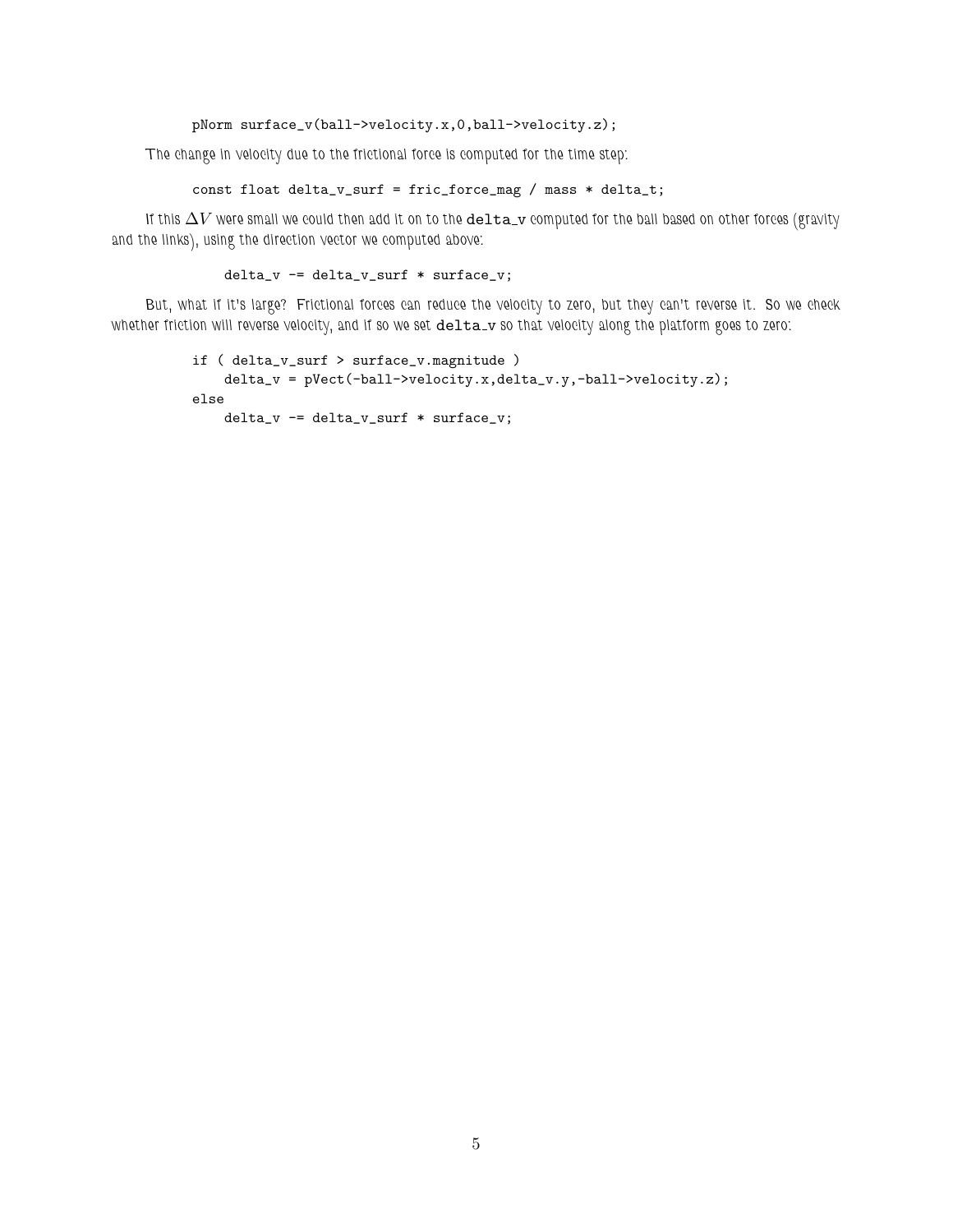```
pNorm surface_v(ball->velocity.x,0,ball->velocity.z);
```

The change in velocity due to the frictional force is computed for the time step:

```
const float delta_v_surf = fric_force_mag / mass * delta_t;
```

If this $\Delta V$ were small we could then add it on to the `delta_v` computed for the ball based on other forces (gravity and the links), using the direction vector we computed above:

```
    delta_v -= delta_v_surf * surface_v;
```

But, what if it's large? Frictional forces can reduce the velocity to zero, but they can't reverse it. So we check whether friction will reverse velocity, and if so we set `delta_v` so that velocity along the platform goes to zero:

```
if ( delta_v_surf > surface_v.magnitude )
    delta_v = pVect(-ball->velocity.x,delta_v.y,-ball->velocity.z);
else
    delta_v -= delta_v_surf * surface_v;
```